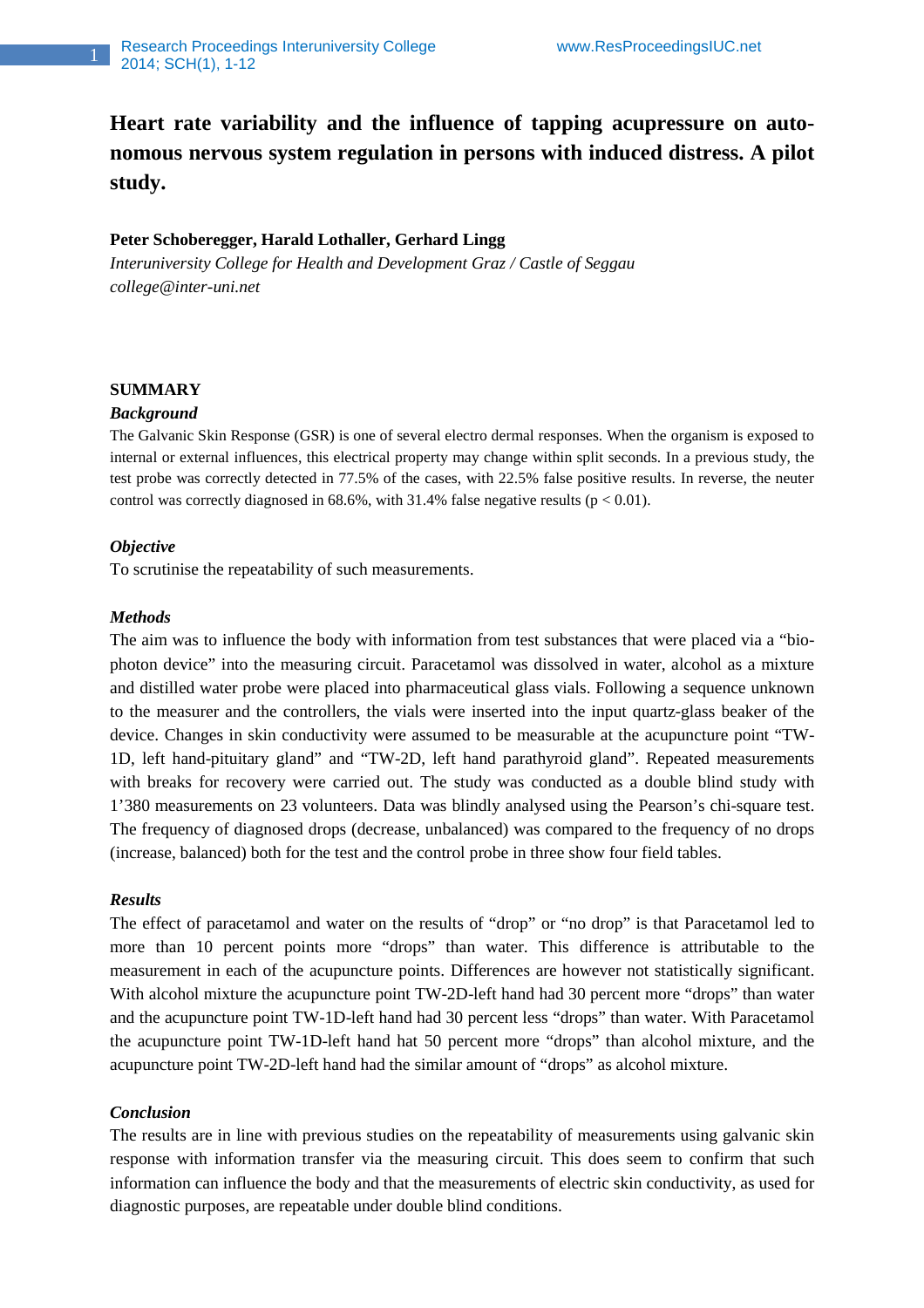# Heart rate variability and the influence of tapping acupressure on autonomous nervous system regulation in persons with induced distress. A pilot study.

**Peter Schoberegger, Harald Lothaller, Gerhard Lingg**

*Interuniversity College for Health and Development Graz / Castle of Seggau*
*college@inter-uni.net*

## SUMMARY

### *Background*

The Galvanic Skin Response (GSR) is one of several electro dermal responses. When the organism is exposed to internal or external influences, this electrical property may change within split seconds. In a previous study, the test probe was correctly detected in 77.5% of the cases, with 22.5% false positive results. In reverse, the neuter control was correctly diagnosed in 68.6%, with 31.4% false negative results ($p < 0.01$).

### *Objective*

To scrutinise the repeatability of such measurements.

### *Methods*

The aim was to influence the body with information from test substances that were placed via a "bio-photon device" into the measuring circuit. Paracetamol was dissolved in water, alcohol as a mixture and distilled water probe were placed into pharmaceutical glass vials. Following a sequence unknown to the measurer and the controllers, the vials were inserted into the input quartz-glass beaker of the device. Changes in skin conductivity were assumed to be measurable at the acupuncture point "TW-1D, left hand-pituitary gland" and "TW-2D, left hand parathyroid gland". Repeated measurements with breaks for recovery were carried out. The study was conducted as a double blind study with 1'380 measurements on 23 volunteers. Data was blindly analysed using the Pearson's chi-square test. The frequency of diagnosed drops (decrease, unbalanced) was compared to the frequency of no drops (increase, balanced) both for the test and the control probe in three show four field tables.

### *Results*

The effect of paracetamol and water on the results of "drop" or "no drop" is that Paracetamol led to more than 10 percent points more "drops" than water. This difference is attributable to the measurement in each of the acupuncture points. Differences are however not statistically significant. With alcohol mixture the acupuncture point TW-2D-left hand had 30 percent more "drops" than water and the acupuncture point TW-1D-left hand had 30 percent less "drops" than water. With Paracetamol the acupuncture point TW-1D-left hand hat 50 percent more "drops" than alcohol mixture, and the acupuncture point TW-2D-left hand had the similar amount of "drops" as alcohol mixture.

### *Conclusion*

The results are in line with previous studies on the repeatability of measurements using galvanic skin response with information transfer via the measuring circuit. This does seem to confirm that such information can influence the body and that the measurements of electric skin conductivity, as used for diagnostic purposes, are repeatable under double blind conditions.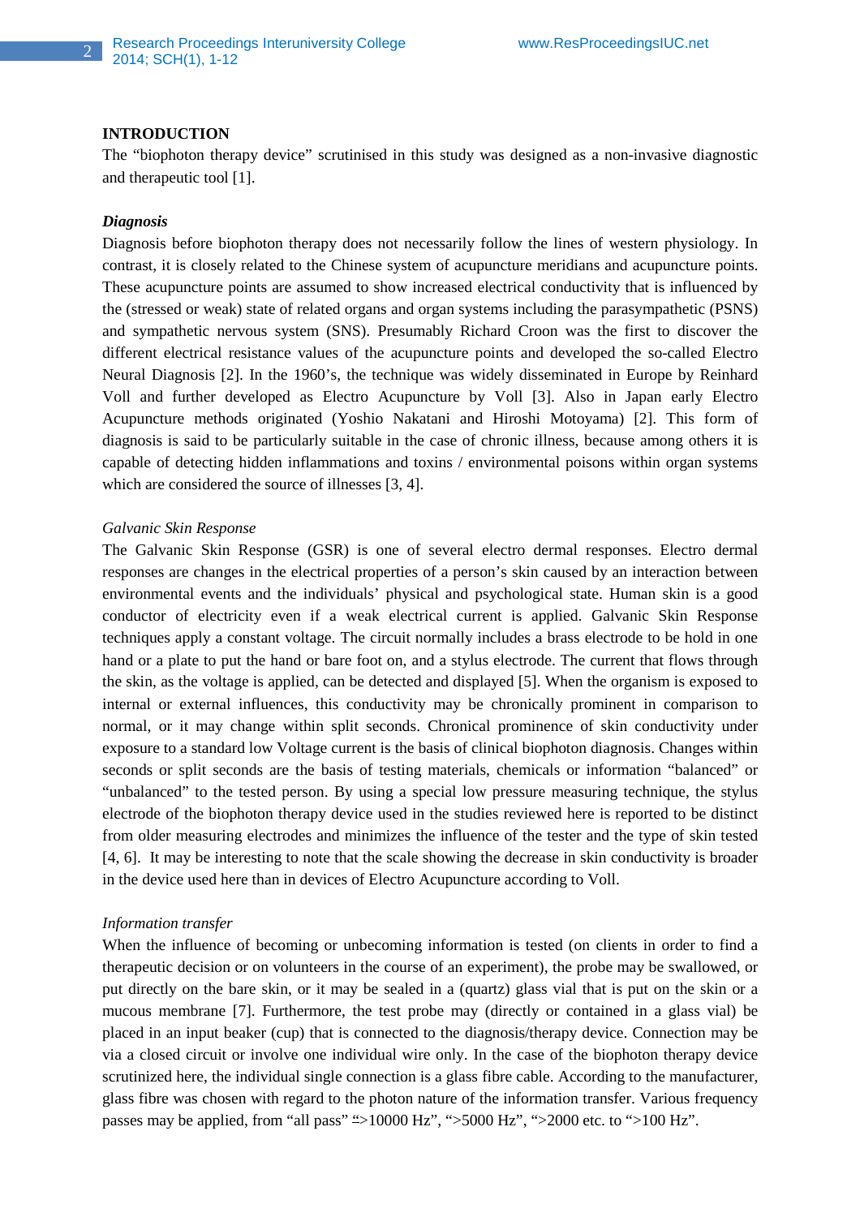## INTRODUCTION

The "biophoton therapy device" scrutinised in this study was designed as a non-invasive diagnostic and therapeutic tool [1].

### *Diagnosis*

Diagnosis before biophoton therapy does not necessarily follow the lines of western physiology. In contrast, it is closely related to the Chinese system of acupuncture meridians and acupuncture points. These acupuncture points are assumed to show increased electrical conductivity that is influenced by the (stressed or weak) state of related organs and organ systems including the parasympathetic (PSNS) and sympathetic nervous system (SNS). Presumably Richard Croon was the first to discover the different electrical resistance values of the acupuncture points and developed the so-called Electro Neural Diagnosis [2]. In the 1960's, the technique was widely disseminated in Europe by Reinhard Voll and further developed as Electro Acupuncture by Voll [3]. Also in Japan early Electro Acupuncture methods originated (Yoshio Nakatani and Hiroshi Motoyama) [2]. This form of diagnosis is said to be particularly suitable in the case of chronic illness, because among others it is capable of detecting hidden inflammations and toxins / environmental poisons within organ systems which are considered the source of illnesses [3, 4].

#### *Galvanic Skin Response*

The Galvanic Skin Response (GSR) is one of several electro dermal responses. Electro dermal responses are changes in the electrical properties of a person's skin caused by an interaction between environmental events and the individuals' physical and psychological state. Human skin is a good conductor of electricity even if a weak electrical current is applied. Galvanic Skin Response techniques apply a constant voltage. The circuit normally includes a brass electrode to be hold in one hand or a plate to put the hand or bare foot on, and a stylus electrode. The current that flows through the skin, as the voltage is applied, can be detected and displayed [5]. When the organism is exposed to internal or external influences, this conductivity may be chronically prominent in comparison to normal, or it may change within split seconds. Chronical prominence of skin conductivity under exposure to a standard low Voltage current is the basis of clinical biophoton diagnosis. Changes within seconds or split seconds are the basis of testing materials, chemicals or information "balanced" or "unbalanced" to the tested person. By using a special low pressure measuring technique, the stylus electrode of the biophoton therapy device used in the studies reviewed here is reported to be distinct from older measuring electrodes and minimizes the influence of the tester and the type of skin tested [4, 6]. It may be interesting to note that the scale showing the decrease in skin conductivity is broader in the device used here than in devices of Electro Acupuncture according to Voll.

#### *Information transfer*

When the influence of becoming or unbecoming information is tested (on clients in order to find a therapeutic decision or on volunteers in the course of an experiment), the probe may be swallowed, or put directly on the bare skin, or it may be sealed in a (quartz) glass vial that is put on the skin or a mucous membrane [7]. Furthermore, the test probe may (directly or contained in a glass vial) be placed in an input beaker (cup) that is connected to the diagnosis/therapy device. Connection may be via a closed circuit or involve one individual wire only. In the case of the biophoton therapy device scrutinized here, the individual single connection is a glass fibre cable. According to the manufacturer, glass fibre was chosen with regard to the photon nature of the information transfer. Various frequency passes may be applied, from "all pass" ">10000 Hz", ">5000 Hz", ">2000 etc. to ">100 Hz".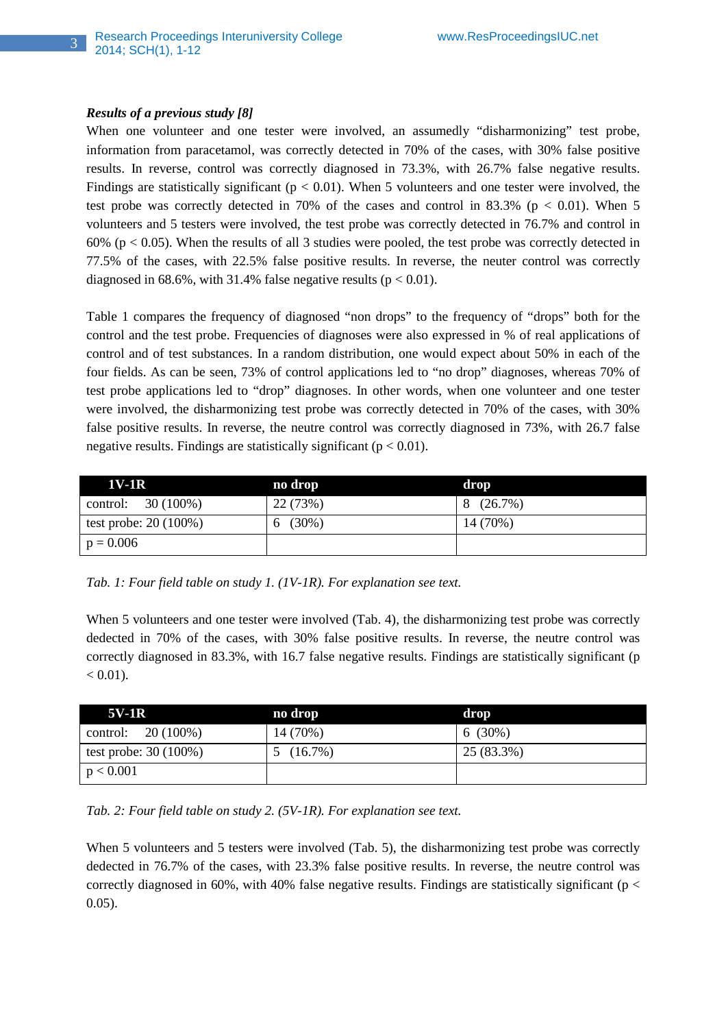***Results of a previous study [8]***

When one volunteer and one tester were involved, an assumedly “disharmonizing” test probe, information from paracetamol, was correctly detected in 70% of the cases, with 30% false positive results. In reverse, control was correctly diagnosed in 73.3%, with 26.7% false negative results. Findings are statistically significant ($p < 0.01$). When 5 volunteers and one tester were involved, the test probe was correctly detected in 70% of the cases and control in 83.3% ($p < 0.01$). When 5 volunteers and 5 testers were involved, the test probe was correctly detected in 76.7% and control in 60% ($p < 0.05$). When the results of all 3 studies were pooled, the test probe was correctly detected in 77.5% of the cases, with 22.5% false positive results. In reverse, the neuter control was correctly diagnosed in 68.6%, with 31.4% false negative results ($p < 0.01$).

Table 1 compares the frequency of diagnosed “non drops” to the frequency of “drops” both for the control and the test probe. Frequencies of diagnoses were also expressed in % of real applications of control and of test substances. In a random distribution, one would expect about 50% in each of the four fields. As can be seen, 73% of control applications led to “no drop” diagnoses, whereas 70% of test probe applications led to “drop” diagnoses. In other words, when one volunteer and one tester were involved, the disharmonizing test probe was correctly detected in 70% of the cases, with 30% false positive results. In reverse, the neutre control was correctly diagnosed in 73%, with 26.7 false negative results. Findings are statistically significant ($p < 0.01$).

| 1V-1R | no drop | drop |
|---|---|---|
| control: 30 (100%) | 22 (73%) | 8 (26.7%) |
| test probe: 20 (100%) | 6 (30%) | 14 (70%) |
| $p = 0.006$ | | |

*Tab. 1: Four field table on study 1. (1V-1R). For explanation see text.*

When 5 volunteers and one tester were involved (Tab. 4), the disharmonizing test probe was correctly dedected in 70% of the cases, with 30% false positive results. In reverse, the neutre control was correctly diagnosed in 83.3%, with 16.7 false negative results. Findings are statistically significant ($p < 0.01$).

| 5V-1R | no drop | drop |
|---|---|---|
| control: 20 (100%) | 14 (70%) | 6 (30%) |
| test probe: 30 (100%) | 5 (16.7%) | 25 (83.3%) |
| $p < 0.001$ | | |

*Tab. 2: Four field table on study 2. (5V-1R). For explanation see text.*

When 5 volunteers and 5 testers were involved (Tab. 5), the disharmonizing test probe was correctly dedected in 76.7% of the cases, with 23.3% false positive results. In reverse, the neutre control was correctly diagnosed in 60%, with 40% false negative results. Findings are statistically significant ($p < 0.05$).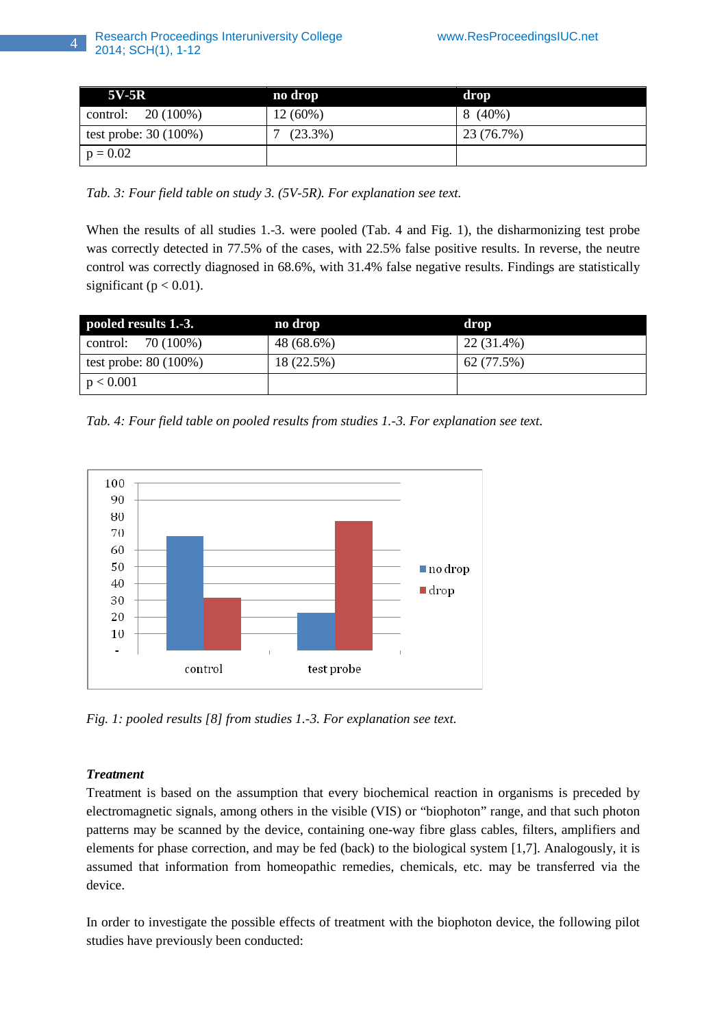| 5V-5R | no drop | drop |
|---|---|---|
| control: 20 (100%) | 12 (60%) | 8 (40%) |
| test probe: 30 (100%) | 7 (23.3%) | 23 (76.7%) |
| $p = 0.02$ | | |

*Tab. 3: Four field table on study 3. (5V-5R). For explanation see text.*

When the results of all studies 1.-3. were pooled (Tab. 4 and Fig. 1), the disharmonizing test probe was correctly detected in 77.5% of the cases, with 22.5% false positive results. In reverse, the neutre control was correctly diagnosed in 68.6%, with 31.4% false negative results. Findings are statistically significant ($p < 0.01$).

| pooled results 1.-3. | no drop | drop |
|---|---|---|
| control: 70 (100%) | 48 (68.6%) | 22 (31.4%) |
| test probe: 80 (100%) | 18 (22.5%) | 62 (77.5%) |
| $p < 0.001$ | | |

*Tab. 4: Four field table on pooled results from studies 1.-3. For explanation see text.*

*Fig. 1: pooled results [8] from studies 1.-3. For explanation see text.*

***Treatment***

Treatment is based on the assumption that every biochemical reaction in organisms is preceded by electromagnetic signals, among others in the visible (VIS) or "biophoton" range, and that such photon patterns may be scanned by the device, containing one-way fibre glass cables, filters, amplifiers and elements for phase correction, and may be fed (back) to the biological system [1,7]. Analogously, it is assumed that information from homeopathic remedies, chemicals, etc. may be transferred via the device.

In order to investigate the possible effects of treatment with the biophoton device, the following pilot studies have previously been conducted: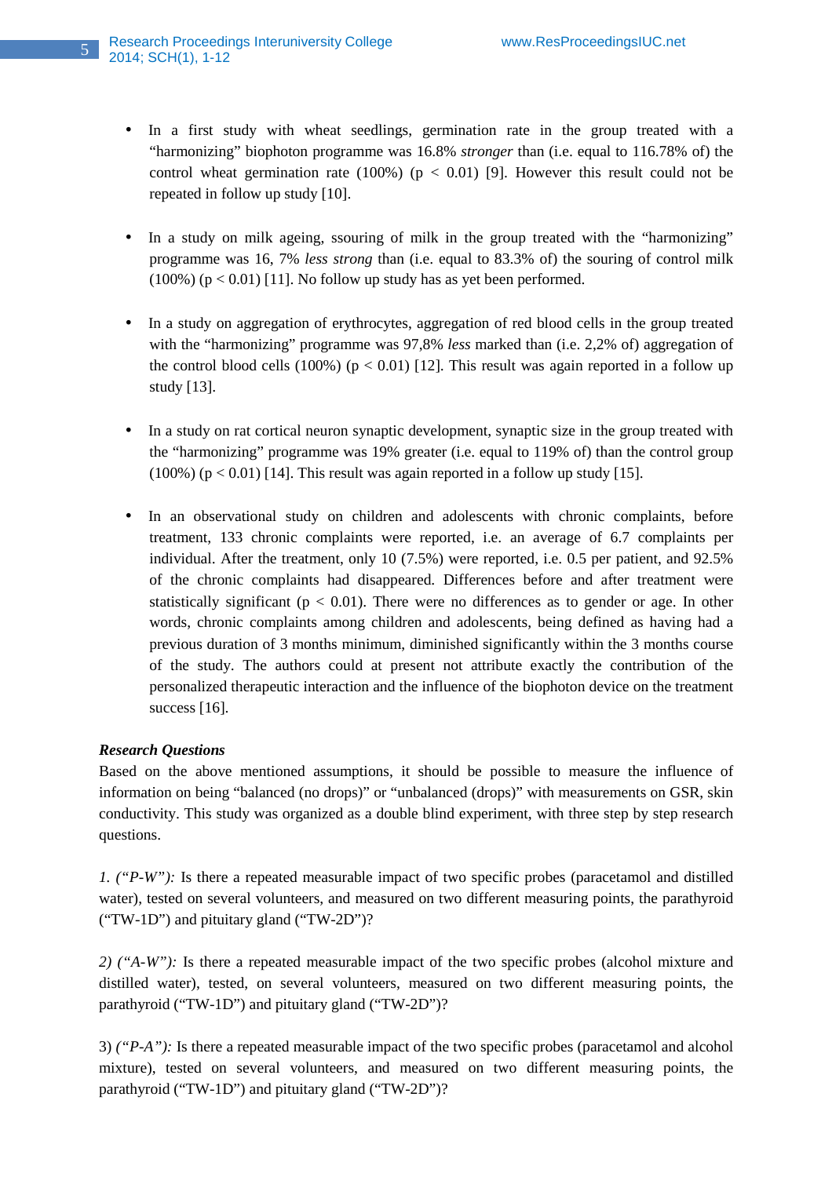- In a first study with wheat seedlings, germination rate in the group treated with a "harmonizing" biophoton programme was 16.8% *stronger* than (i.e. equal to 116.78% of) the control wheat germination rate (100%) ($p < 0.01$) [9]. However this result could not be repeated in follow up study [10].

- In a study on milk ageing, ssouring of milk in the group treated with the "harmonizing" programme was 16, 7% *less strong* than (i.e. equal to 83.3% of) the souring of control milk (100%) ($p < 0.01$) [11]. No follow up study has as yet been performed.

- In a study on aggregation of erythrocytes, aggregation of red blood cells in the group treated with the "harmonizing" programme was 97,8% *less* marked than (i.e. 2,2% of) aggregation of the control blood cells (100%) ($p < 0.01$) [12]. This result was again reported in a follow up study [13].

- In a study on rat cortical neuron synaptic development, synaptic size in the group treated with the "harmonizing" programme was 19% greater (i.e. equal to 119% of) than the control group (100%) ($p < 0.01$) [14]. This result was again reported in a follow up study [15].

- In an observational study on children and adolescents with chronic complaints, before treatment, 133 chronic complaints were reported, i.e. an average of 6.7 complaints per individual. After the treatment, only 10 (7.5%) were reported, i.e. 0.5 per patient, and 92.5% of the chronic complaints had disappeared. Differences before and after treatment were statistically significant ($p < 0.01$). There were no differences as to gender or age. In other words, chronic complaints among children and adolescents, being defined as having had a previous duration of 3 months minimum, diminished significantly within the 3 months course of the study. The authors could at present not attribute exactly the contribution of the personalized therapeutic interaction and the influence of the biophoton device on the treatment success [16].

***Research Questions***

Based on the above mentioned assumptions, it should be possible to measure the influence of information on being "balanced (no drops)" or "unbalanced (drops)" with measurements on GSR, skin conductivity. This study was organized as a double blind experiment, with three step by step research questions.

*1. ("P-W"):* Is there a repeated measurable impact of two specific probes (paracetamol and distilled water), tested on several volunteers, and measured on two different measuring points, the parathyroid ("TW-1D") and pituitary gland ("TW-2D")?

*2) ("A-W"):* Is there a repeated measurable impact of the two specific probes (alcohol mixture and distilled water), tested, on several volunteers, measured on two different measuring points, the parathyroid ("TW-1D") and pituitary gland ("TW-2D")?

3) *("P-A"):* Is there a repeated measurable impact of the two specific probes (paracetamol and alcohol mixture), tested on several volunteers, and measured on two different measuring points, the parathyroid ("TW-1D") and pituitary gland ("TW-2D")?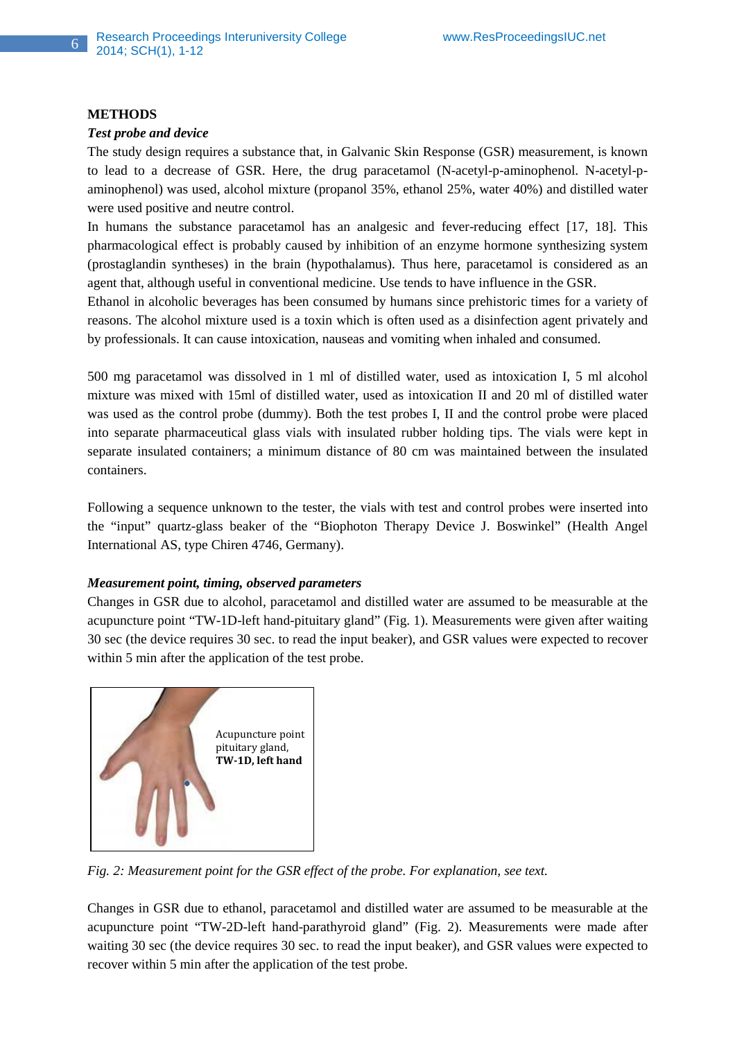## METHODS

### *Test probe and device*

The study design requires a substance that, in Galvanic Skin Response (GSR) measurement, is known to lead to a decrease of GSR. Here, the drug paracetamol (N-acetyl-p-aminophenol. N-acetyl-p-aminophenol) was used, alcohol mixture (propanol 35%, ethanol 25%, water 40%) and distilled water were used positive and neutre control.

In humans the substance paracetamol has an analgesic and fever-reducing effect [17, 18]. This pharmacological effect is probably caused by inhibition of an enzyme hormone synthesizing system (prostaglandin syntheses) in the brain (hypothalamus). Thus here, paracetamol is considered as an agent that, although useful in conventional medicine. Use tends to have influence in the GSR.

Ethanol in alcoholic beverages has been consumed by humans since prehistoric times for a variety of reasons. The alcohol mixture used is a toxin which is often used as a disinfection agent privately and by professionals. It can cause intoxication, nauseas and vomiting when inhaled and consumed.

500 mg paracetamol was dissolved in 1 ml of distilled water, used as intoxication I, 5 ml alcohol mixture was mixed with 15ml of distilled water, used as intoxication II and 20 ml of distilled water was used as the control probe (dummy). Both the test probes I, II and the control probe were placed into separate pharmaceutical glass vials with insulated rubber holding tips. The vials were kept in separate insulated containers; a minimum distance of 80 cm was maintained between the insulated containers.

Following a sequence unknown to the tester, the vials with test and control probes were inserted into the "input" quartz-glass beaker of the "Biophoton Therapy Device J. Boswinkel" (Health Angel International AS, type Chiren 4746, Germany).

### *Measurement point, timing, observed parameters*

Changes in GSR due to alcohol, paracetamol and distilled water are assumed to be measurable at the acupuncture point "TW-1D-left hand-pituitary gland" (Fig. 1). Measurements were given after waiting 30 sec (the device requires 30 sec. to read the input beaker), and GSR values were expected to recover within 5 min after the application of the test probe.

Acupuncture point pituitary gland, **TW-1D, left hand**

*Fig. 2: Measurement point for the GSR effect of the probe. For explanation, see text.*

Changes in GSR due to ethanol, paracetamol and distilled water are assumed to be measurable at the acupuncture point "TW-2D-left hand-parathyroid gland" (Fig. 2). Measurements were made after waiting 30 sec (the device requires 30 sec. to read the input beaker), and GSR values were expected to recover within 5 min after the application of the test probe.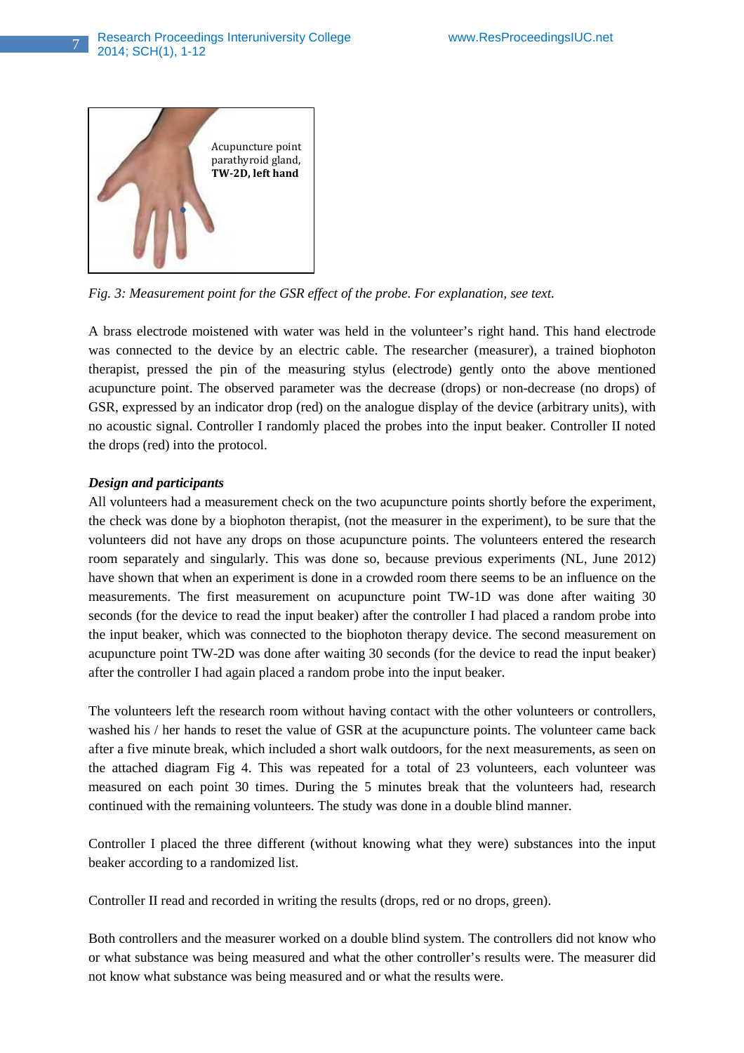Acupuncture point parathyroid gland, **TW-2D, left hand**

*Fig. 3: Measurement point for the GSR effect of the probe. For explanation, see text.*

A brass electrode moistened with water was held in the volunteer's right hand. This hand electrode was connected to the device by an electric cable. The researcher (measurer), a trained biophoton therapist, pressed the pin of the measuring stylus (electrode) gently onto the above mentioned acupuncture point. The observed parameter was the decrease (drops) or non-decrease (no drops) of GSR, expressed by an indicator drop (red) on the analogue display of the device (arbitrary units), with no acoustic signal. Controller I randomly placed the probes into the input beaker. Controller II noted the drops (red) into the protocol.

***Design and participants***

All volunteers had a measurement check on the two acupuncture points shortly before the experiment, the check was done by a biophoton therapist, (not the measurer in the experiment), to be sure that the volunteers did not have any drops on those acupuncture points. The volunteers entered the research room separately and singularly. This was done so, because previous experiments (NL, June 2012) have shown that when an experiment is done in a crowded room there seems to be an influence on the measurements. The first measurement on acupuncture point TW-1D was done after waiting 30 seconds (for the device to read the input beaker) after the controller I had placed a random probe into the input beaker, which was connected to the biophoton therapy device. The second measurement on acupuncture point TW-2D was done after waiting 30 seconds (for the device to read the input beaker) after the controller I had again placed a random probe into the input beaker.

The volunteers left the research room without having contact with the other volunteers or controllers, washed his / her hands to reset the value of GSR at the acupuncture points. The volunteer came back after a five minute break, which included a short walk outdoors, for the next measurements, as seen on the attached diagram Fig 4. This was repeated for a total of 23 volunteers, each volunteer was measured on each point 30 times. During the 5 minutes break that the volunteers had, research continued with the remaining volunteers. The study was done in a double blind manner.

Controller I placed the three different (without knowing what they were) substances into the input beaker according to a randomized list.

Controller II read and recorded in writing the results (drops, red or no drops, green).

Both controllers and the measurer worked on a double blind system. The controllers did not know who or what substance was being measured and what the other controller's results were. The measurer did not know what substance was being measured and or what the results were.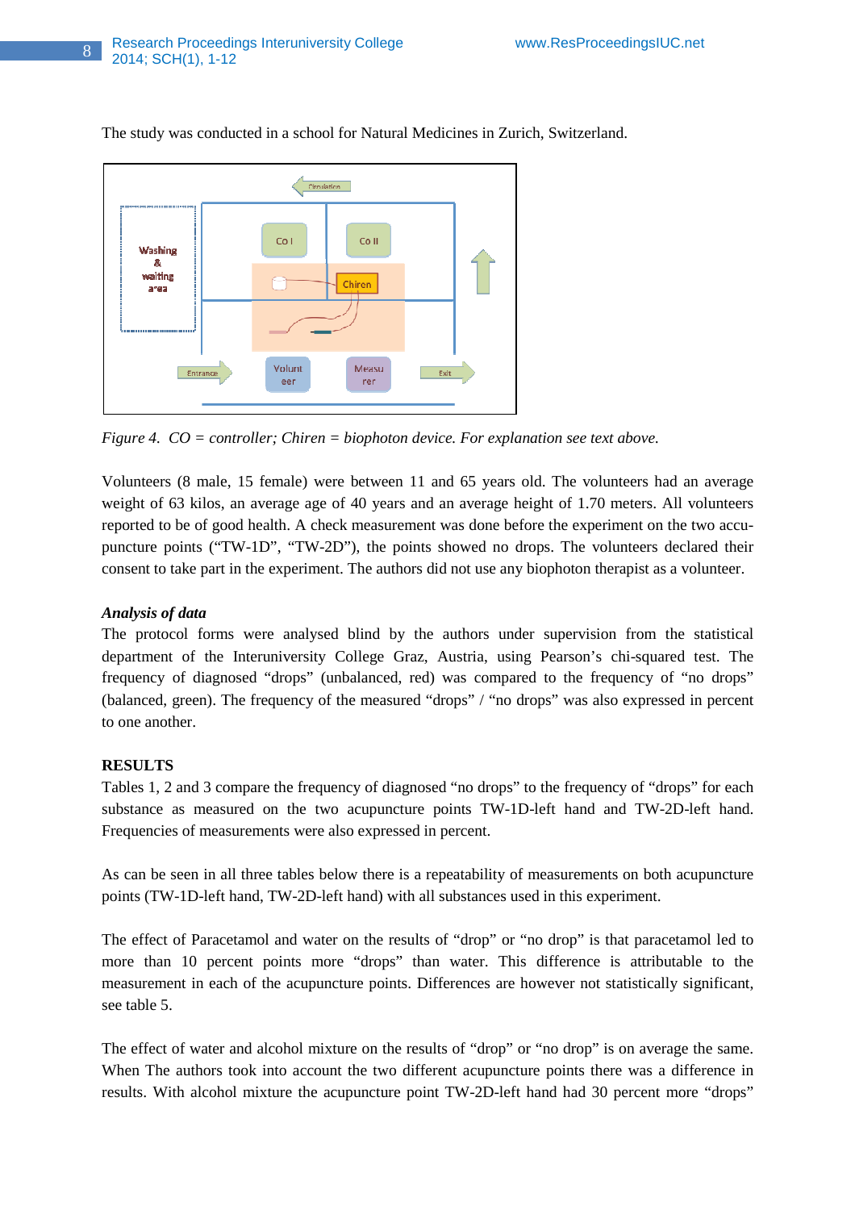The study was conducted in a school for Natural Medicines in Zurich, Switzerland.

*Figure 4. CO = controller; Chiren = biophoton device. For explanation see text above.*

Volunteers (8 male, 15 female) were between 11 and 65 years old. The volunteers had an average weight of 63 kilos, an average age of 40 years and an average height of 1.70 meters. All volunteers reported to be of good health. A check measurement was done before the experiment on the two acupuncture points ("TW-1D", "TW-2D"), the points showed no drops. The volunteers declared their consent to take part in the experiment. The authors did not use any biophoton therapist as a volunteer.

***Analysis of data***

The protocol forms were analysed blind by the authors under supervision from the statistical department of the Interuniversity College Graz, Austria, using Pearson's chi-squared test. The frequency of diagnosed "drops" (unbalanced, red) was compared to the frequency of "no drops" (balanced, green). The frequency of the measured "drops" / "no drops" was also expressed in percent to one another.

**RESULTS**

Tables 1, 2 and 3 compare the frequency of diagnosed "no drops" to the frequency of "drops" for each substance as measured on the two acupuncture points TW-1D-left hand and TW-2D-left hand. Frequencies of measurements were also expressed in percent.

As can be seen in all three tables below there is a repeatability of measurements on both acupuncture points (TW-1D-left hand, TW-2D-left hand) with all substances used in this experiment.

The effect of Paracetamol and water on the results of "drop" or "no drop" is that paracetamol led to more than 10 percent points more "drops" than water. This difference is attributable to the measurement in each of the acupuncture points. Differences are however not statistically significant, see table 5.

The effect of water and alcohol mixture on the results of "drop" or "no drop" is on average the same. When The authors took into account the two different acupuncture points there was a difference in results. With alcohol mixture the acupuncture point TW-2D-left hand had 30 percent more "drops"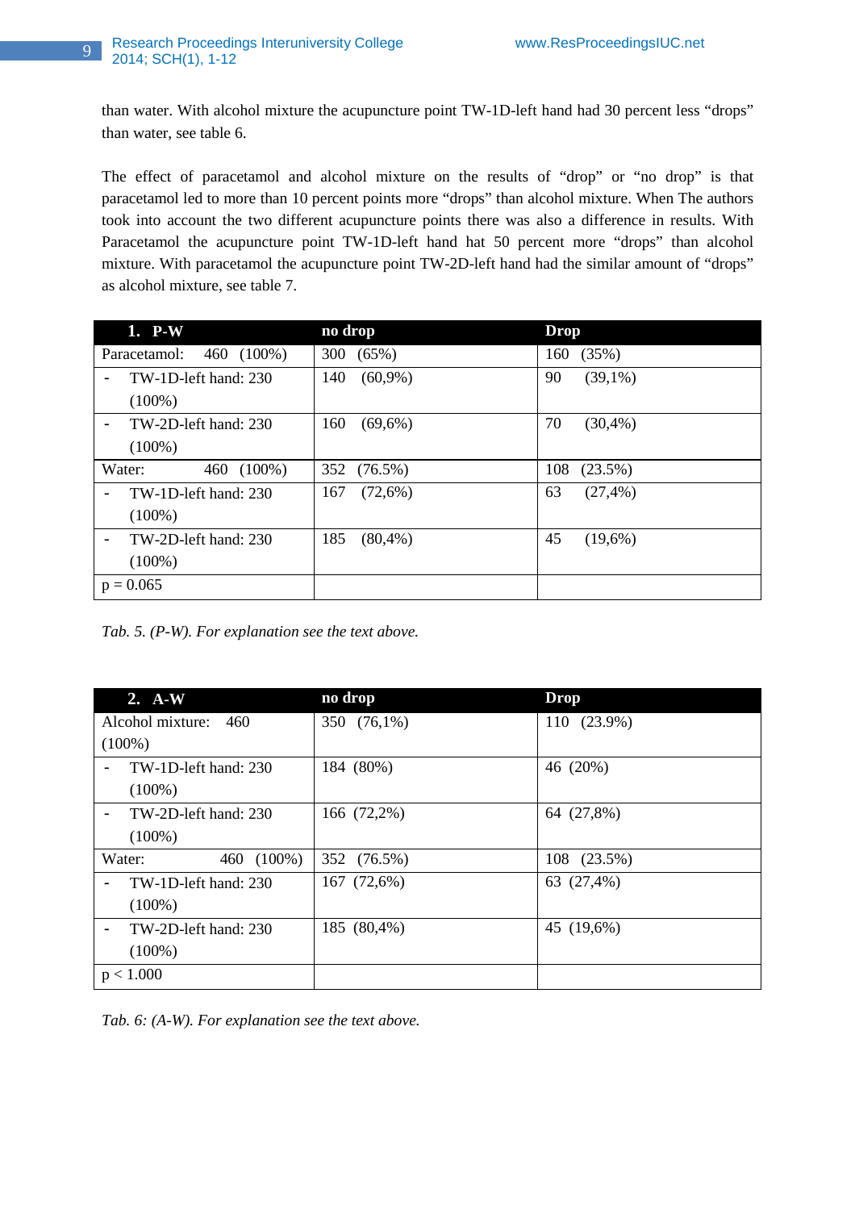than water. With alcohol mixture the acupuncture point TW-1D-left hand had 30 percent less "drops" than water, see table 6.

The effect of paracetamol and alcohol mixture on the results of "drop" or "no drop" is that paracetamol led to more than 10 percent points more "drops" than alcohol mixture. When The authors took into account the two different acupuncture points there was also a difference in results. With Paracetamol the acupuncture point TW-1D-left hand hat 50 percent more "drops" than alcohol mixture. With paracetamol the acupuncture point TW-2D-left hand had the similar amount of "drops" as alcohol mixture, see table 7.

| 1. P-W | no drop | Drop |
|---|---|---|
| Paracetamol: 460 (100%) | 300 (65%) | 160 (35%) |
| - TW-1D-left hand: 230 (100%) | 140 (60,9%) | 90 (39,1%) |
| - TW-2D-left hand: 230 (100%) | 160 (69,6%) | 70 (30,4%) |
| Water: 460 (100%) | 352 (76.5%) | 108 (23.5%) |
| - TW-1D-left hand: 230 (100%) | 167 (72,6%) | 63 (27,4%) |
| - TW-2D-left hand: 230 (100%) | 185 (80,4%) | 45 (19,6%) |
| $p = 0.065$ | | |

*Tab. 5. (P-W). For explanation see the text above.*

| 2. A-W | no drop | Drop |
|---|---|---|
| Alcohol mixture: 460 (100%) | 350 (76,1%) | 110 (23.9%) |
| - TW-1D-left hand: 230 (100%) | 184 (80%) | 46 (20%) |
| - TW-2D-left hand: 230 (100%) | 166 (72,2%) | 64 (27,8%) |
| Water: 460 (100%) | 352 (76.5%) | 108 (23.5%) |
| - TW-1D-left hand: 230 (100%) | 167 (72,6%) | 63 (27,4%) |
| - TW-2D-left hand: 230 (100%) | 185 (80,4%) | 45 (19,6%) |
| $p < 1.000$ | | |

*Tab. 6: (A-W). For explanation see the text above.*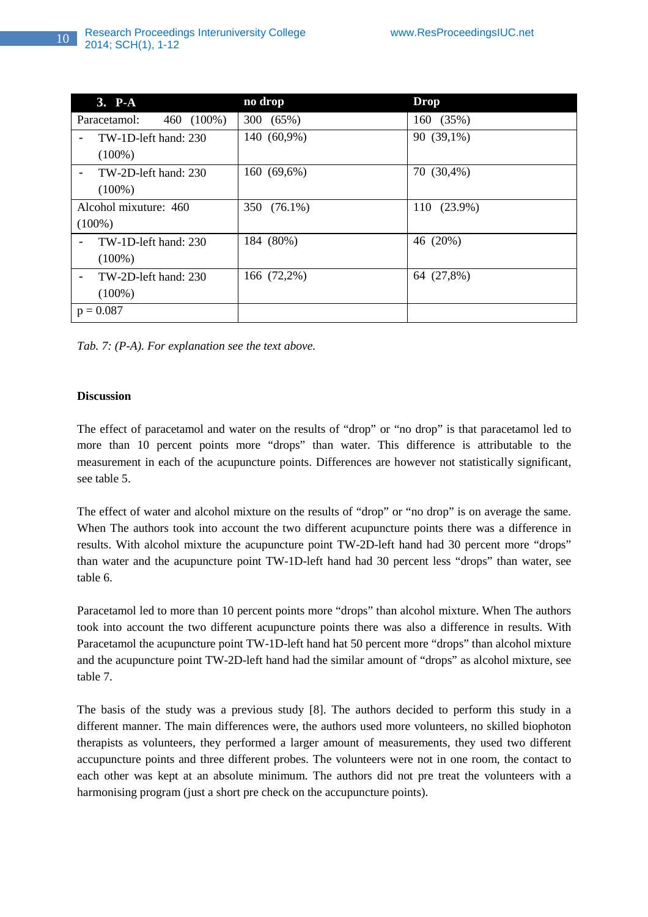| 3. P-A | no drop | Drop |
|---|---|---|
| Paracetamol: 460 (100%) | 300 (65%) | 160 (35%) |
| - TW-1D-left hand: 230 (100%) | 140 (60,9%) | 90 (39,1%) |
| - TW-2D-left hand: 230 (100%) | 160 (69,6%) | 70 (30,4%) |
| Alcohol mixuture: 460 (100%) | 350 (76.1%) | 110 (23.9%) |
| - TW-1D-left hand: 230 (100%) | 184 (80%) | 46 (20%) |
| - TW-2D-left hand: 230 (100%) | 166 (72,2%) | 64 (27,8%) |
| p = 0.087 | | |

*Tab. 7: (P-A). For explanation see the text above.*

## Discussion

The effect of paracetamol and water on the results of "drop" or "no drop" is that paracetamol led to more than 10 percent points more "drops" than water. This difference is attributable to the measurement in each of the acupuncture points. Differences are however not statistically significant, see table 5.

The effect of water and alcohol mixture on the results of "drop" or "no drop" is on average the same. When The authors took into account the two different acupuncture points there was a difference in results. With alcohol mixture the acupuncture point TW-2D-left hand had 30 percent more "drops" than water and the acupuncture point TW-1D-left hand had 30 percent less "drops" than water, see table 6.

Paracetamol led to more than 10 percent points more "drops" than alcohol mixture. When The authors took into account the two different acupuncture points there was also a difference in results. With Paracetamol the acupuncture point TW-1D-left hand hat 50 percent more "drops" than alcohol mixture and the acupuncture point TW-2D-left hand had the similar amount of "drops" as alcohol mixture, see table 7.

The basis of the study was a previous study [8]. The authors decided to perform this study in a different manner. The main differences were, the authors used more volunteers, no skilled biophoton therapists as volunteers, they performed a larger amount of measurements, they used two different acupuncture points and three different probes. The volunteers were not in one room, the contact to each other was kept at an absolute minimum. The authors did not pre treat the volunteers with a harmonising program (just a short pre check on the acupuncture points).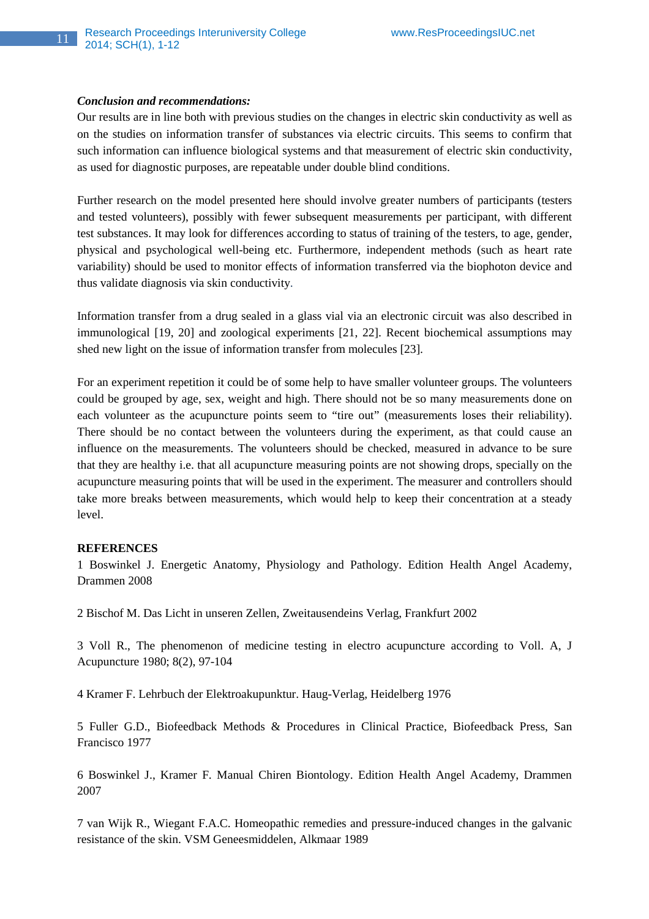***Conclusion and recommendations:***

Our results are in line both with previous studies on the changes in electric skin conductivity as well as on the studies on information transfer of substances via electric circuits. This seems to confirm that such information can influence biological systems and that measurement of electric skin conductivity, as used for diagnostic purposes, are repeatable under double blind conditions.

Further research on the model presented here should involve greater numbers of participants (testers and tested volunteers), possibly with fewer subsequent measurements per participant, with different test substances. It may look for differences according to status of training of the testers, to age, gender, physical and psychological well-being etc. Furthermore, independent methods (such as heart rate variability) should be used to monitor effects of information transferred via the biophoton device and thus validate diagnosis via skin conductivity.

Information transfer from a drug sealed in a glass vial via an electronic circuit was also described in immunological [19, 20] and zoological experiments [21, 22]. Recent biochemical assumptions may shed new light on the issue of information transfer from molecules [23].

For an experiment repetition it could be of some help to have smaller volunteer groups. The volunteers could be grouped by age, sex, weight and high. There should not be so many measurements done on each volunteer as the acupuncture points seem to "tire out" (measurements loses their reliability). There should be no contact between the volunteers during the experiment, as that could cause an influence on the measurements. The volunteers should be checked, measured in advance to be sure that they are healthy i.e. that all acupuncture measuring points are not showing drops, specially on the acupuncture measuring points that will be used in the experiment. The measurer and controllers should take more breaks between measurements, which would help to keep their concentration at a steady level.

**REFERENCES**

1 Boswinkel J. Energetic Anatomy, Physiology and Pathology. Edition Health Angel Academy, Drammen 2008

2 Bischof M. Das Licht in unseren Zellen, Zweitausendeins Verlag, Frankfurt 2002

3 Voll R., The phenomenon of medicine testing in electro acupuncture according to Voll. A, J Acupuncture 1980; 8(2), 97-104

4 Kramer F. Lehrbuch der Elektroakupunktur. Haug-Verlag, Heidelberg 1976

5 Fuller G.D., Biofeedback Methods & Procedures in Clinical Practice, Biofeedback Press, San Francisco 1977

6 Boswinkel J., Kramer F. Manual Chiren Biontology. Edition Health Angel Academy, Drammen 2007

7 van Wijk R., Wiegant F.A.C. Homeopathic remedies and pressure-induced changes in the galvanic resistance of the skin. VSM Geneesmiddelen, Alkmaar 1989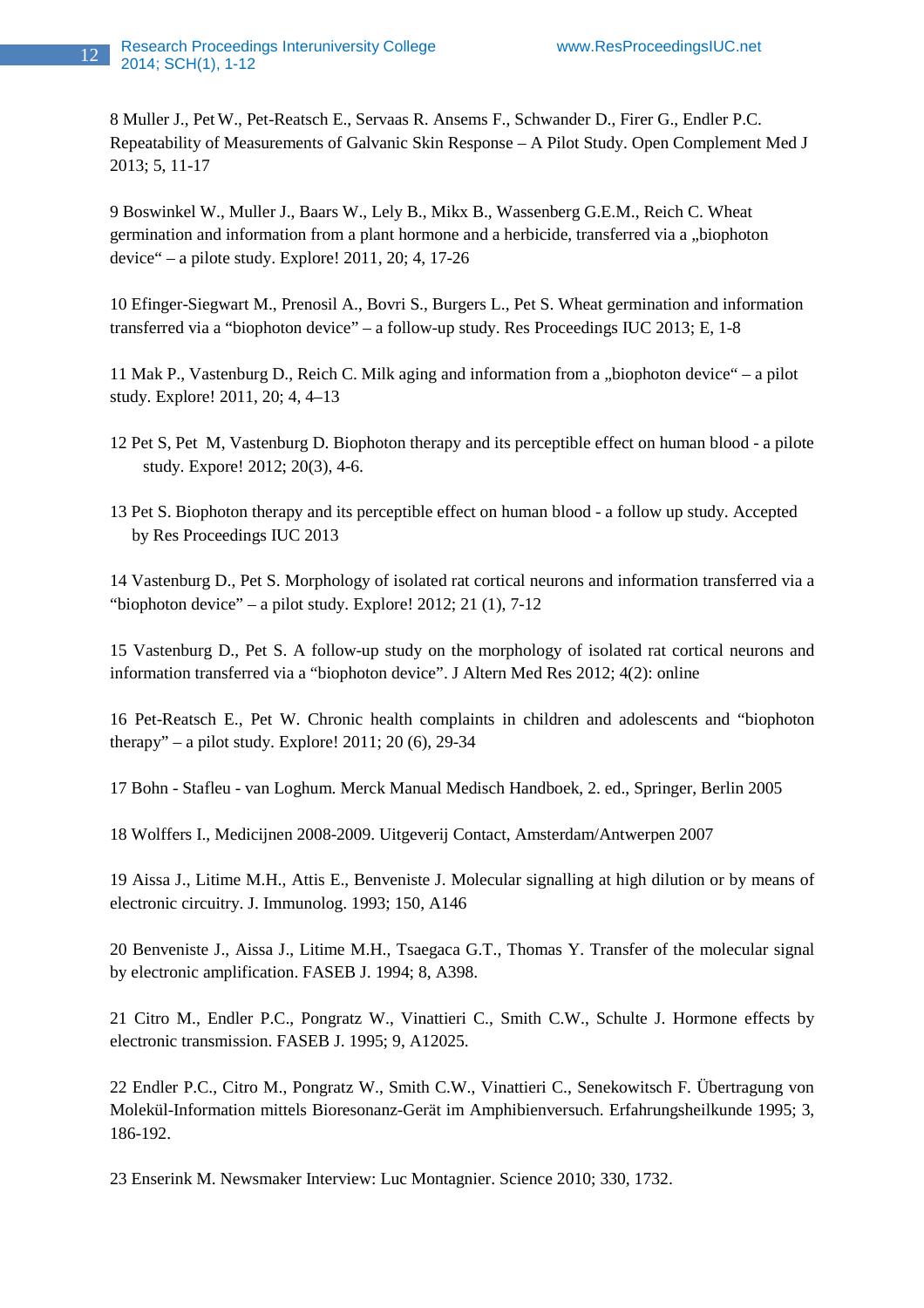8 Muller J., Pet W., Pet-Reatsch E., Servaas R. Ansems F., Schwander D., Firer G., Endler P.C. Repeatability of Measurements of Galvanic Skin Response – A Pilot Study. Open Complement Med J 2013; 5, 11-17

9 Boswinkel W., Muller J., Baars W., Lely B., Mikx B., Wassenberg G.E.M., Reich C. Wheat germination and information from a plant hormone and a herbicide, transferred via a „biophoton device" – a pilote study. Explore! 2011, 20; 4, 17-26

10 Efinger-Siegwart M., Prenosil A., Bovri S., Burgers L., Pet S. Wheat germination and information transferred via a "biophoton device" – a follow-up study. Res Proceedings IUC 2013; E, 1-8

11 Mak P., Vastenburg D., Reich C. Milk aging and information from a „biophoton device" – a pilot study. Explore! 2011, 20; 4, 4–13

12 Pet S, Pet M, Vastenburg D. Biophoton therapy and its perceptible effect on human blood - a pilote study. Expore! 2012; 20(3), 4-6.

13 Pet S. Biophoton therapy and its perceptible effect on human blood - a follow up study. Accepted by Res Proceedings IUC 2013

14 Vastenburg D., Pet S. Morphology of isolated rat cortical neurons and information transferred via a "biophoton device" – a pilot study. Explore! 2012; 21 (1), 7-12

15 Vastenburg D., Pet S. A follow-up study on the morphology of isolated rat cortical neurons and information transferred via a "biophoton device". J Altern Med Res 2012; 4(2): online

16 Pet-Reatsch E., Pet W. Chronic health complaints in children and adolescents and "biophoton therapy" – a pilot study. Explore! 2011; 20 (6), 29-34

17 Bohn - Stafleu - van Loghum. Merck Manual Medisch Handboek, 2. ed., Springer, Berlin 2005

18 Wolffers I., Medicijnen 2008-2009. Uitgeverij Contact, Amsterdam/Antwerpen 2007

19 Aissa J., Litime M.H., Attis E., Benveniste J. Molecular signalling at high dilution or by means of electronic circuitry. J. Immunolog. 1993; 150, A146

20 Benveniste J., Aissa J., Litime M.H., Tsaegaca G.T., Thomas Y. Transfer of the molecular signal by electronic amplification. FASEB J. 1994; 8, A398.

21 Citro M., Endler P.C., Pongratz W., Vinattieri C., Smith C.W., Schulte J. Hormone effects by electronic transmission. FASEB J. 1995; 9, A12025.

22 Endler P.C., Citro M., Pongratz W., Smith C.W., Vinattieri C., Senekowitsch F. Übertragung von Molekül-Information mittels Bioresonanz-Gerät im Amphibienversuch. Erfahrungsheilkunde 1995; 3, 186-192.

23 Enserink M. Newsmaker Interview: Luc Montagnier. Science 2010; 330, 1732.